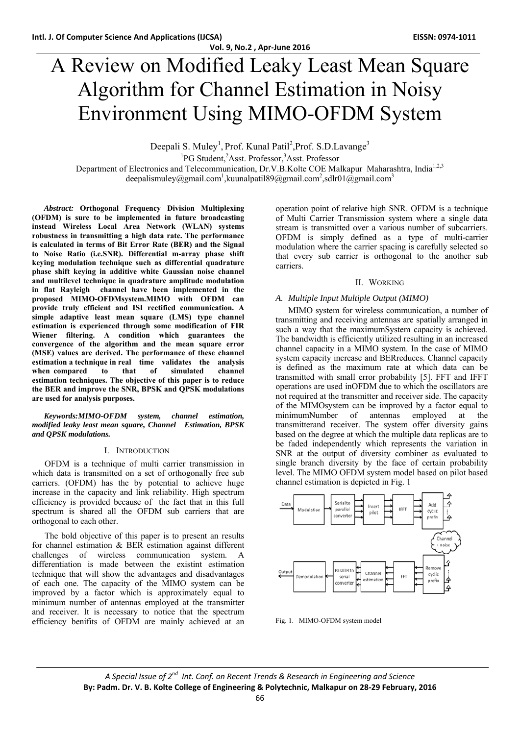# A Review on Modified Leaky Least Mean Square Algorithm for Channel Estimation in Noisy Environment Using MIMO-OFDM System

Deepali S. Muley[1], Prof. Kunal Patil[2], Prof. S.D.Lavange[3]

[1]PG Student,[2]Asst. Professor,[3]Asst. Professor

Department of Electronics and Telecommunication, Dr.V.B.Kolte COE Malkapur Maharashtra, India[1,2,3]

deepalismuley@gmail.com[1],kuunalpatil89@gmail.com[2],sdlr01@gmail.com[3]

***Abstract:*** **Orthogonal Frequency Division Multiplexing (OFDM) is sure to be implemented in future broadcasting instead Wireless Local Area Network (WLAN) systems robustness in transmitting a high data rate. The performance is calculated in terms of Bit Error Rate (BER) and the Signal to Noise Ratio (i.e.SNR). Differential m-array phase shift keying modulation technique such as differential quadrature phase shift keying in additive white Gaussian noise channel and multilevel technique in quadrature amplitude modulation in flat Rayleigh channel have been implemented in the proposed MIMO-OFDMsystem.MIMO with OFDM can provide truly efficient and ISI rectified communication. A simple adaptive least mean square (LMS) type channel estimation is experienced through some modification of FIR Wiener filtering. A condition which guarantees the convergence of the algorithm and the mean square error (MSE) values are derived. The performance of these channel estimation a technique in real time validates the analysis when compared to that of simulated channel estimation techniques. The objective of this paper is to reduce the BER and improve the SNR, BPSK and QPSK modulations are used for analysis purposes.**

***Keywords:MIMO-OFDM system, channel estimation, modified leaky least mean square, Channel Estimation, BPSK and QPSK modulations.***

## I. Introduction

OFDM is a technique of multi carrier transmission in which data is transmitted on a set of orthogonally free sub carriers. (OFDM) has the by potential to achieve huge increase in the capacity and link reliability. High spectrum efficiency is provided because of the fact that in this full spectrum is shared all the OFDM sub carriers that are orthogonal to each other.

The bold objective of this paper is to present an results for channel estimation & BER estimation against different challenges of wireless communication system. A differentiation is made between the existint estimation technique that will show the advantages and disadvantages of each one. The capacity of the MIMO system can be improved by a factor which is approximately equal to minimum number of antennas employed at the transmitter and receiver. It is necessary to notice that the spectrum efficiency benifits of OFDM are mainly achieved at an operation point of relative high SNR. OFDM is a technique of Multi Carrier Transmission system where a single data stream is transmitted over a various number of subcarriers. OFDM is simply defined as a type of multi-carrier modulation where the carrier spacing is carefully selected so that every sub carrier is orthogonal to the another sub carriers.

## II. Working

### *A. Multiple Input Multiple Output (MIMO)*

MIMO system for wireless communication, a number of transmitting and receiving antennas are spatially arranged in such a way that the maximumSystem capacity is achieved. The bandwidth is efficiently utilized resulting in an increased channel capacity in a MIMO system. In the case of MIMO system capacity increase and BERreduces. Channel capacity is defined as the maximum rate at which data can be transmitted with small error probability [5]. FFT and IFFT operations are used inOFDM due to which the oscillators are not required at the transmitter and receiver side. The capacity of the MIMOsystem can be improved by a factor equal to minimumNumber of antennas employed at the transmitterand receiver. The system offer diversity gains based on the degree at which the multiple data replicas are to be faded independently which represents the variation in SNR at the output of diversity combiner as evaluated to single branch diversity by the face of certain probability level. The MIMO OFDM system model based on pilot based channel estimation is depicted in Fig. 1

Fig. 1. MIMO-OFDM system model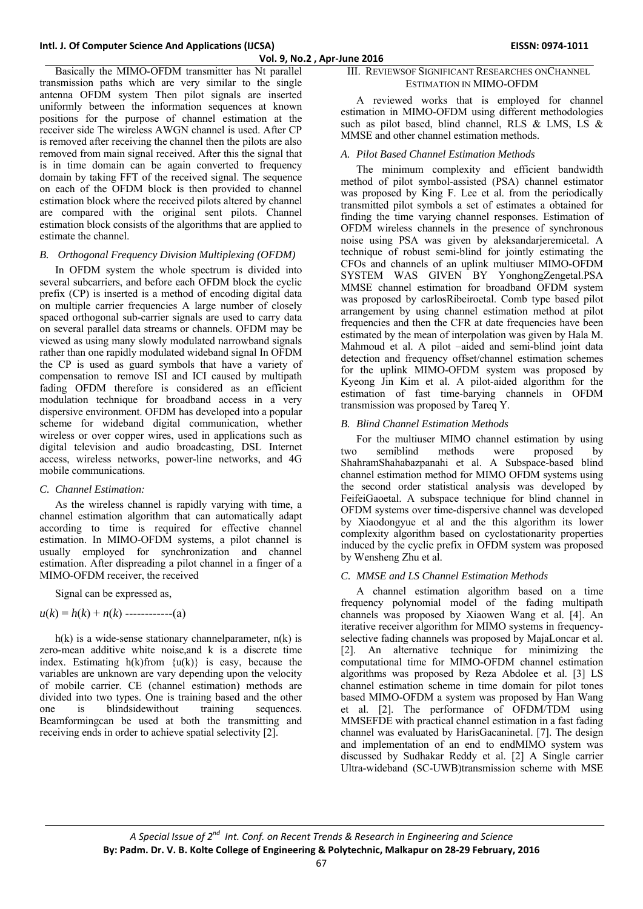Basically the MIMO-OFDM transmitter has Nt parallel transmission paths which are very similar to the single antenna OFDM system Then pilot signals are inserted uniformly between the information sequences at known positions for the purpose of channel estimation at the receiver side The wireless AWGN channel is used. After CP is removed after receiving the channel then the pilots are also removed from main signal received. After this the signal that is in time domain can be again converted to frequency domain by taking FFT of the received signal. The sequence on each of the OFDM block is then provided to channel estimation block where the received pilots altered by channel are compared with the original sent pilots. Channel estimation block consists of the algorithms that are applied to estimate the channel.

### *B. Orthogonal Frequency Division Multiplexing (OFDM)*

In OFDM system the whole spectrum is divided into several subcarriers, and before each OFDM block the cyclic prefix (CP) is inserted is a method of encoding digital data on multiple carrier frequencies A large number of closely spaced orthogonal sub-carrier signals are used to carry data on several parallel data streams or channels. OFDM may be viewed as using many slowly modulated narrowband signals rather than one rapidly modulated wideband signal In OFDM the CP is used as guard symbols that have a variety of compensation to remove ISI and ICI caused by multipath fading OFDM therefore is considered as an efficient modulation technique for broadband access in a very dispersive environment. OFDM has developed into a popular scheme for wideband digital communication, whether wireless or over copper wires, used in applications such as digital television and audio broadcasting, DSL Internet access, wireless networks, power-line networks, and 4G mobile communications.

### *C. Channel Estimation:*

As the wireless channel is rapidly varying with time, a channel estimation algorithm that can automatically adapt according to time is required for effective channel estimation. In MIMO-OFDM systems, a pilot channel is usually employed for synchronization and channel estimation. After dispreading a pilot channel in a finger of a MIMO-OFDM receiver, the received

Signal can be expressed as,

$u(k) = h(k) + n(k)$ ------------(a)

h(k) is a wide-sense stationary channelparameter, n(k) is zero-mean additive white noise,and k is a discrete time index. Estimating h(k)from {u(k)} is easy, because the variables are unknown are vary depending upon the velocity of mobile carrier. CE (channel estimation) methods are divided into two types. One is training based and the other one is blindsidewithout training sequences. Beamformingcan be used at both the transmitting and receiving ends in order to achieve spatial selectivity [2].

## III. Reviewsof Significant Researches onChannel Estimation in MIMO-OFDM

A reviewed works that is employed for channel estimation in MIMO-OFDM using different methodologies such as pilot based, blind channel, RLS & LMS, LS & MMSE and other channel estimation methods.

### *A. Pilot Based Channel Estimation Methods*

The minimum complexity and efficient bandwidth method of pilot symbol-assisted (PSA) channel estimator was proposed by King F. Lee et al. from the periodically transmitted pilot symbols a set of estimates a obtained for finding the time varying channel responses. Estimation of OFDM wireless channels in the presence of synchronous noise using PSA was given by aleksandarjeremicetal. A technique of robust semi-blind for jointly estimating the CFOs and channels of an uplink multiuser MIMO-OFDM SYSTEM WAS GIVEN BY YonghongZengetal.PSA MMSE channel estimation for broadband OFDM system was proposed by carlosRibeiroetal. Comb type based pilot arrangement by using channel estimation method at pilot frequencies and then the CFR at date frequencies have been estimated by the mean of interpolation was given by Hala M. Mahmoud et al. A pilot –aided and semi-blind joint data detection and frequency offset/channel estimation schemes for the uplink MIMO-OFDM system was proposed by Kyeong Jin Kim et al. A pilot-aided algorithm for the estimation of fast time-barying channels in OFDM transmission was proposed by Tareq Y.

### *B. Blind Channel Estimation Methods*

For the multiuser MIMO channel estimation by using two semiblind methods were proposed by ShahramShahabazpanahi et al. A Subspace-based blind channel estimation method for MIMO OFDM systems using the second order statistical analysis was developed by FeifeiGaoetal. A subspace technique for blind channel in OFDM systems over time-dispersive channel was developed by Xiaodongyue et al and the this algorithm its lower complexity algorithm based on cyclostationarity properties induced by the cyclic prefix in OFDM system was proposed by Wensheng Zhu et al.

### *C. MMSE and LS Channel Estimation Methods*

A channel estimation algorithm based on a time frequency polynomial model of the fading multipath channels was proposed by Xiaowen Wang et al. [4]. An iterative receiver algorithm for MIMO systems in frequency-selective fading channels was proposed by MajaLoncar et al. [2]. An alternative technique for minimizing the computational time for MIMO-OFDM channel estimation algorithms was proposed by Reza Abdolee et al. [3] LS channel estimation scheme in time domain for pilot tones based MIMO-OFDM a system was proposed by Han Wang et al. [2]. The performance of OFDM/TDM using MMSEFDE with practical channel estimation in a fast fading channel was evaluated by HarisGacaninetal. [7]. The design and implementation of an end to endMIMO system was discussed by Sudhakar Reddy et al. [2] A Single carrier Ultra-wideband (SC-UWB)transmission scheme with MSE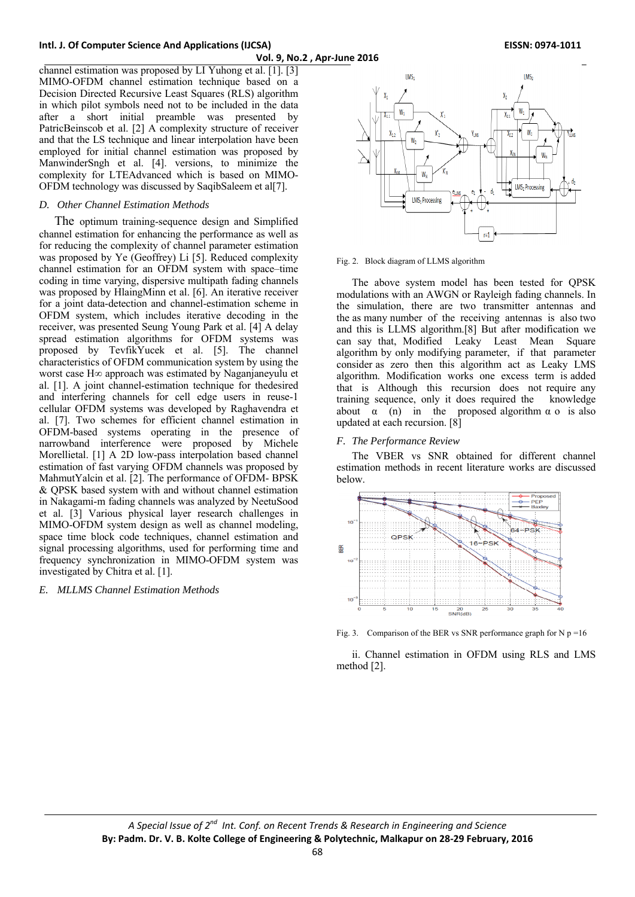channel estimation was proposed by LI Yuhong et al. [1]. [3] MIMO-OFDM channel estimation technique based on a Decision Directed Recursive Least Squares (RLS) algorithm in which pilot symbols need not to be included in the data after a short initial preamble was presented by PatricBeinscob et al. [2] A complexity structure of receiver and that the LS technique and linear interpolation have been employed for initial channel estimation was proposed by ManwinderSngh et al. [4]. versions, to minimize the complexity for LTEAdvanced which is based on MIMO-OFDM technology was discussed by SaqibSaleem et al[7].

### D. Other Channel Estimation Methods

The optimum training-sequence design and Simplified channel estimation for enhancing the performance as well as for reducing the complexity of channel parameter estimation was proposed by Ye (Geoffrey) Li [5]. Reduced complexity channel estimation for an OFDM system with space–time coding in time varying, dispersive multipath fading channels was proposed by HlaingMinn et al. [6]. An iterative receiver for a joint data-detection and channel-estimation scheme in OFDM system, which includes iterative decoding in the receiver, was presented Seung Young Park et al. [4] A delay spread estimation algorithms for OFDM systems was proposed by TevfikYucek et al. [5]. The channel characteristics of OFDM communication system by using the worst case H∞ approach was estimated by Naganjaneyulu et al. [1]. A joint channel-estimation technique for thedesired and interfering channels for cell edge users in reuse-1 cellular OFDM systems was developed by Raghavendra et al. [7]. Two schemes for efficient channel estimation in OFDM-based systems operating in the presence of narrowband interference were proposed by Michele Morellietal. [1] A 2D low-pass interpolation based channel estimation of fast varying OFDM channels was proposed by MahmutYalcin et al. [2]. The performance of OFDM- BPSK & QPSK based system with and without channel estimation in Nakagami-m fading channels was analyzed by NeetuSood et al. [3] Various physical layer research challenges in MIMO-OFDM system design as well as channel modeling, space time block code techniques, channel estimation and signal processing algorithms, used for performing time and frequency synchronization in MIMO-OFDM system was investigated by Chitra et al. [1].

### E. MLLMS Channel Estimation Methods

Fig. 2. Block diagram of LLMS algorithm

The above system model has been tested for QPSK modulations with an AWGN or Rayleigh fading channels. In the simulation, there are two transmitter antennas and the as many number of the receiving antennas is also two and this is LLMS algorithm.[8] But after modification we can say that, Modified Leaky Least Mean Square algorithm by only modifying parameter, if that parameter consider as zero then this algorithm act as Leaky LMS algorithm. Modification works one excess term is added that is Although this recursion does not require any training sequence, only it does required the knowledge about α (n) in the proposed algorithm α o is also updated at each recursion. [8]

### F. The Performance Review

The VBER vs SNR obtained for different channel estimation methods in recent literature works are discussed below.

Fig. 3. Comparison of the BER vs SNR performance graph for N p =16

ii. Channel estimation in OFDM using RLS and LMS method [2].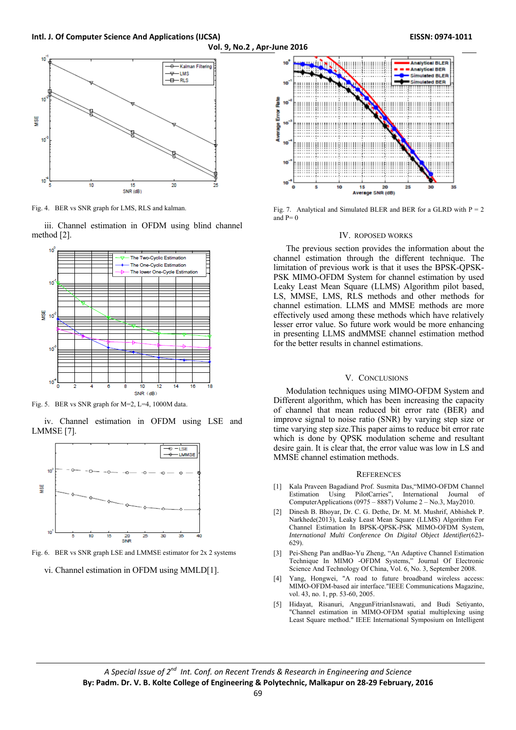Fig. 4. BER vs SNR graph for LMS, RLS and kalman.

iii. Channel estimation in OFDM using blind channel method [2].

Fig. 5. BER vs SNR graph for M=2, L=4, 1000M data.

iv. Channel estimation in OFDM using LSE and LMMSE [7].

Fig. 6. BER vs SNR graph LSE and LMMSE estimator for 2x 2 systems

vi. Channel estimation in OFDM using MMLD[1].

Fig. 7. Analytical and Simulated BLER and BER for a GLRD with P = 2 and P= 0

## IV. ROPOSED WORKS

The previous section provides the information about the channel estimation through the different technique. The limitation of previous work is that it uses the BPSK-QPSK-PSK MIMO-OFDM System for channel estimation by used Leaky Least Mean Square (LLMS) Algorithm pilot based, LS, MMSE, LMS, RLS methods and other methods for channel estimation. LLMS and MMSE methods are more effectively used among these methods which have relatively lesser error value. So future work would be more enhancing in presenting LLMS andMMSE channel estimation method for the better results in channel estimations.

## V. CONCLUSIONS

Modulation techniques using MIMO-OFDM System and Different algorithm, which has been increasing the capacity of channel that mean reduced bit error rate (BER) and improve signal to noise ratio (SNR) by varying step size or time varying step size.This paper aims to reduce bit error rate which is done by QPSK modulation scheme and resultant desire gain. It is clear that, the error value was low in LS and MMSE channel estimation methods.

## REFERENCES

[1] Kala Praveen Bagadiand Prof. Susmita Das,"MIMO-OFDM Channel Estimation Using PilotCarries", International Journal of ComputerApplications (0975 – 8887) Volume 2 – No.3, May2010.

[2] Dinesh B. Bhoyar, Dr. C. G. Dethe, Dr. M. M. Mushrif, Abhishek P. Narkhede(2013), Leaky Least Mean Square (LLMS) Algorithm For Channel Estimation In BPSK-QPSK-PSK MIMO-OFDM System, *International Multi Conference On Digital Object Identifier*(623-629).

[3] Pei-Sheng Pan andBao-Yu Zheng, "An Adaptive Channel Estimation Technique In MIMO -OFDM Systems," Journal Of Electronic Science And Technology Of China, Vol. 6, No. 3, September 2008.

[4] Yang, Hongwei, "A road to future broadband wireless access: MIMO-OFDM-based air interface."IEEE Communications Magazine, vol. 43, no. 1, pp. 53-60, 2005.

[5] Hidayat, Risanuri, AnggunFitrianIsnawati, and Budi Setiyanto, "Channel estimation in MIMO-OFDM spatial multiplexing using Least Square method." IEEE International Symposium on Intelligent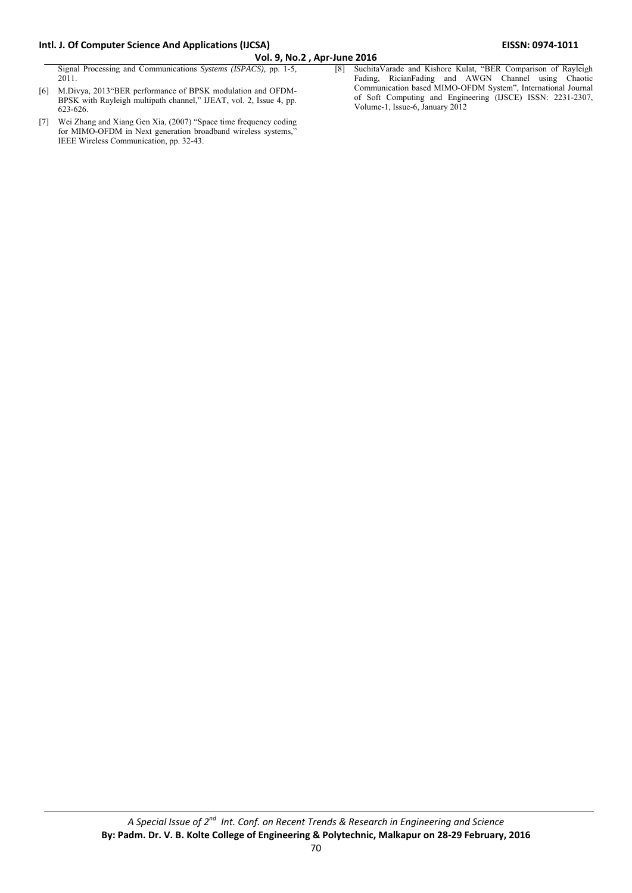Signal Processing and Communications *Systems (ISPACS),* pp. 1-5, 2011.

[6] M.Divya, 2013"BER performance of BPSK modulation and OFDM-BPSK with Rayleigh multipath channel," IJEAT, vol. 2, Issue 4, pp. 623-626.

[7] Wei Zhang and Xiang Gen Xia, (2007) "Space time frequency coding for MIMO-OFDM in Next generation broadband wireless systems," IEEE Wireless Communication, pp. 32-43.

[8] SuchitaVarade and Kishore Kulat, "BER Comparison of Rayleigh Fading, RicianFading and AWGN Channel using Chaotic Communication based MIMO-OFDM System", International Journal of Soft Computing and Engineering (IJSCE) ISSN: 2231-2307, Volume-1, Issue-6, January 2012